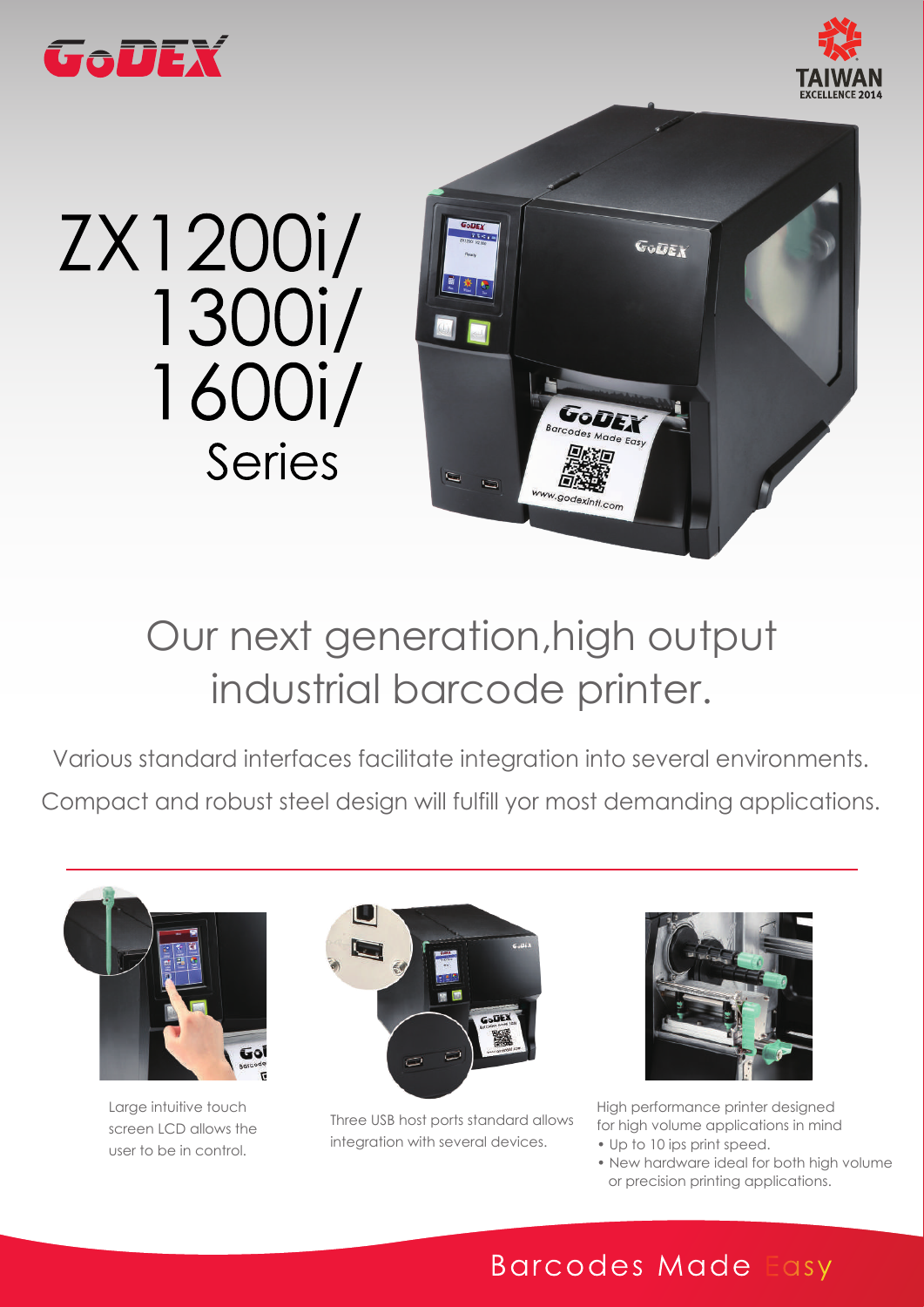# ZX1200i/ 1300i/ 1600i/ Series

## Our next generation,high output industrial barcode printer.

Various standard interfaces facilitate integration into several environments.

Compact and robust steel design will fulfill yor most demanding applications.

Large intuitive touch screen LCD allows the user to be in control.

Three USB host ports standard allows integration with several devices.

High performance printer designed for high volume applications in mind

- Up to 10 ips print speed.
- New hardware ideal for both high volume or precision printing applications.

Barcodes Made Easy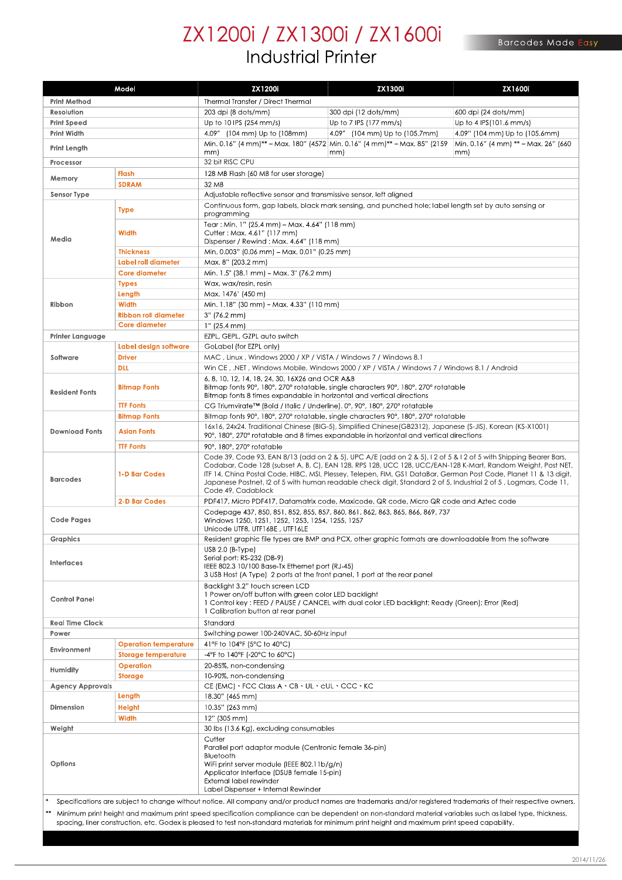# ZX1200i / ZX1300i / ZX1600i

## Industrial Printer

Barcodes Made Easy

| Model | | ZX1200i | ZX1300i | ZX1600i |
|---|---|---|---|---|
| Print Method | | Thermal Transfer / Direct Thermal | | |
| Resolution | | 203 dpi (8 dots/mm) | 300 dpi (12 dots/mm) | 600 dpi (24 dots/mm) |
| Print Speed | | Up to 10 IPS (254 mm/s) | Up to 7 IPS (177 mm/s) | Up to 4 IPS(101.6 mm/s) |
| Print Width | | 4.09" (104 mm) Up to (108mm) | 4.09" (104 mm) Up to (105.7mm) | 4.09" (104 mm) Up to (105.6mm) |
| Print Length | | Min. 0.16" (4 mm)** – Max. 180" (4572 mm) | Min. 0.16" (4 mm)** – Max. 85" (2159 mm) | Min. 0.16" (4 mm) ** – Max. 26" (660 mm) |
| Processor | | 32 bit RISC CPU | | |
| Memory | Flash | 128 MB Flash (60 MB for user storage) | | |
| | SDRAM | 32 MB | | |
| Sensor Type | | Adjustable reflective sensor and transmissive sensor, left aligned | | |
| Media | Type | Continuous form, gap labels, black mark sensing, and punched hole; label length set by auto sensing or programming | | |
| | Width | Tear : Min. 1" (25.4 mm) – Max. 4.64" (118 mm)<br>Cutter : Max. 4.61" (117 mm)<br>Dispenser / Rewind : Max. 4.64" (118 mm) | | |
| | Thickness | Min. 0.003" (0.06 mm) – Max. 0.01" (0.25 mm) | | |
| | Label roll diameter | Max. 8" (203.2 mm) | | |
| | Core diameter | Min. 1.5" (38.1 mm) – Max. 3" (76.2 mm) | | |
| Ribbon | Types | Wax, wax/resin, resin | | |
| | Length | Max. 1476' (450 m) | | |
| | Width | Min. 1.18" (30 mm) – Max. 4.33" (110 mm) | | |
| | Ribbon roll diameter | 3" (76.2 mm) | | |
| | Core diameter | 1" (25.4 mm) | | |
| Printer Language | | EZPL, GEPL, GZPL auto switch | | |
| Software | Label design software | GoLabel (for EZPL only) | | |
| | Driver | MAC , Linux , Windows 2000 / XP / VISTA / Windows 7 / Windows 8.1 | | |
| | DLL | Win CE , .NET , Windows Mobile, Windows 2000 / XP / VISTA / Windows 7 / Windows 8.1 / Android | | |
| Resident Fonts | Bitmap Fonts | 6, 8, 10, 12, 14, 18, 24, 30, 16X26 and OCR A&B<br>Bitmap fonts 90°, 180°, 270° rotatable, single characters 90°, 180°, 270° rotatable<br>Bitmap fonts 8 times expandable in horizontal and vertical directions | | |
| | TTF Fonts | CG Triumvirate™ (Bold / Italic / Underline). 0°, 90°, 180°, 270° rotatable | | |
| Download Fonts | Bitmap Fonts | Bitmap fonts 90°, 180°, 270° rotatable, single characters 90°, 180°, 270° rotatable | | |
| | Asian Fonts | 16x16, 24x24, Traditional Chinese (BIG-5), Simplified Chinese(GB2312), Japanese (S-JIS), Korean (KS-X1001)<br>90°, 180°, 270° rotatable and 8 times expandable in horizontal and vertical directions | | |
| | TTF Fonts | 90°, 180°, 270° rotatable | | |
| Barcodes | 1-D Bar Codes | Code 39, Code 93, EAN 8/13 (add on 2 & 5), UPC A/E (add on 2 & 5), I 2 of 5 & I 2 of 5 with Shipping Bearer Bars, Codabar, Code 128 (subset A, B, C), EAN 128, RPS 128, UCC 128, UCC/EAN-128 K-Mart, Random Weight, Post NET, ITF 14, China Postal Code, HIBC, MSI, Plessey, Telepen, FIM, GS1 DataBar, German Post Code, Planet 11 & 13 digit, Japanese Postnet, I2 of 5 with human readable check digit, Standard 2 of 5, Industrial 2 of 5 , Logmars, Code 11, Code 49, Cadablock | | |
| | 2-D Bar Codes | PDF417, Micro PDF417, Datamatrix code, Maxicode, QR code, Micro QR code and Aztec code | | |
| Code Pages | | Codepage 437, 850, 851, 852, 855, 857, 860, 861, 862, 863, 865, 866, 869, 737<br>Windows 1250, 1251, 1252, 1253, 1254, 1255, 1257<br>Unicode UTF8, UTF16BE , UTF16LE | | |
| Graphics | | Resident graphic file types are BMP and PCX, other graphic formats are downloadable from the software | | |
| Interfaces | | USB 2.0 (B-Type)<br>Serial port: RS-232 (DB-9)<br>IEEE 802.3 10/100 Base-Tx Ethernet port (RJ-45)<br>3 USB Host (A Type) 2 ports at the front panel, 1 port at the rear panel | | |
| Control Panel | | Backlight 3.2" touch screen LCD<br>1 Power on/off button with green color LED backlight<br>1 Control key : FEED / PAUSE / CANCEL with dual color LED backlight: Ready (Green); Error (Red)<br>1 Calibration button at rear panel | | |
| Real Time Clock | | Standard | | |
| Power | | Switching power 100-240VAC, 50-60Hz input | | |
| Environment | Operation temperature | 41°F to 104°F (5°C to 40°C) | | |
| | Storage temperature | -4°F to 140°F (-20°C to 60°C) | | |
| Humidity | Operation | 20-85%, non-condensing | | |
| | Storage | 10-90%, non-condensing | | |
| Agency Approvals | | CE (EMC)、FCC Class A、CB、UL、cUL、CCC、KC | | |
| Dimension | Length | 18.30" (465 mm) | | |
| | Height | 10.35" (263 mm) | | |
| | Width | 12" (305 mm) | | |
| Weight | | 30 lbs (13.6 Kg), excluding consumables | | |
| Options | | Cutter<br>Parallel port adaptor module (Centronic female 36-pin)<br>Bluetooth<br>WiFi print server module (IEEE 802.11b/g/n)<br>Applicator Interface (DSUB female 15-pin)<br>External label rewinder<br>Label Dispenser + Internal Rewinder | | |

\* Specifications are subject to change without notice. All company and/or product names are trademarks and/or registered trademarks of their respective owners.

** Minimum print height and maximum print speed specification compliance can be dependent on non-standard material variables such as label type, thickness, spacing, liner construction, etc. Godex is pleased to test non-standard materials for minimum print height and maximum print speed capability.

2014/11/26